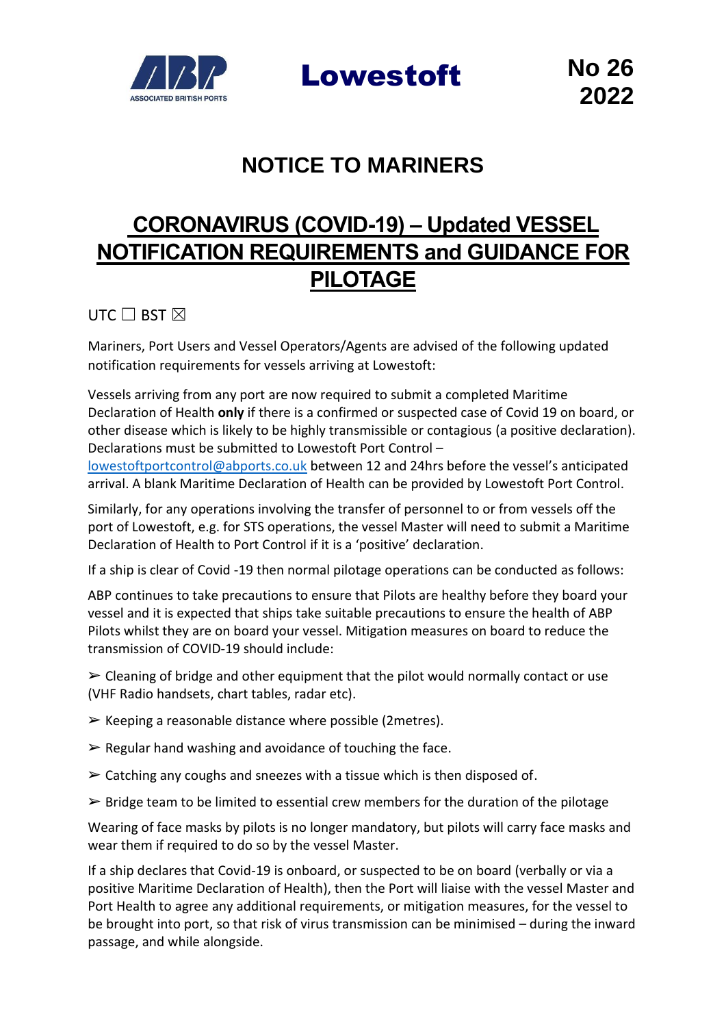ASSOCIATED BRITISH PORTS

# Lowestoft

**No 26 2022**

## NOTICE TO MARINERS

## CORONAVIRUS (COVID-19) – Updated VESSEL NOTIFICATION REQUIREMENTS and GUIDANCE FOR PILOTAGE

UTC ☐ BST ☒

Mariners, Port Users and Vessel Operators/Agents are advised of the following updated notification requirements for vessels arriving at Lowestoft:

Vessels arriving from any port are now required to submit a completed Maritime Declaration of Health **only** if there is a confirmed or suspected case of Covid 19 on board, or other disease which is likely to be highly transmissible or contagious (a positive declaration). Declarations must be submitted to Lowestoft Port Control – lowestoftportcontrol@abports.co.uk between 12 and 24hrs before the vessel's anticipated arrival. A blank Maritime Declaration of Health can be provided by Lowestoft Port Control.

Similarly, for any operations involving the transfer of personnel to or from vessels off the port of Lowestoft, e.g. for STS operations, the vessel Master will need to submit a Maritime Declaration of Health to Port Control if it is a 'positive' declaration.

If a ship is clear of Covid -19 then normal pilotage operations can be conducted as follows:

ABP continues to take precautions to ensure that Pilots are healthy before they board your vessel and it is expected that ships take suitable precautions to ensure the health of ABP Pilots whilst they are on board your vessel. Mitigation measures on board to reduce the transmission of COVID-19 should include:

- Cleaning of bridge and other equipment that the pilot would normally contact or use (VHF Radio handsets, chart tables, radar etc).
- Keeping a reasonable distance where possible (2metres).
- Regular hand washing and avoidance of touching the face.
- Catching any coughs and sneezes with a tissue which is then disposed of.
- Bridge team to be limited to essential crew members for the duration of the pilotage

Wearing of face masks by pilots is no longer mandatory, but pilots will carry face masks and wear them if required to do so by the vessel Master.

If a ship declares that Covid-19 is onboard, or suspected to be on board (verbally or via a positive Maritime Declaration of Health), then the Port will liaise with the vessel Master and Port Health to agree any additional requirements, or mitigation measures, for the vessel to be brought into port, so that risk of virus transmission can be minimised – during the inward passage, and while alongside.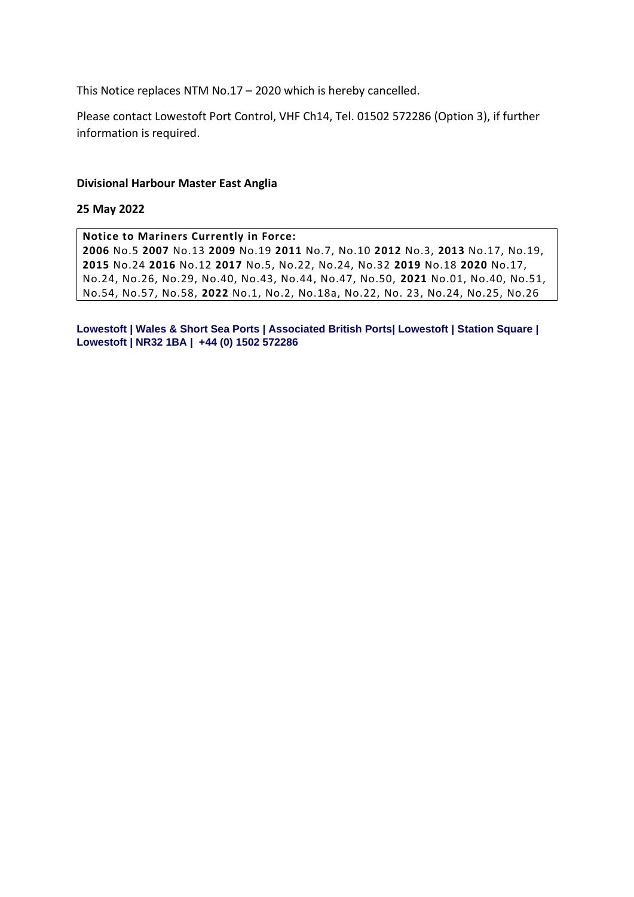This Notice replaces NTM No.17 – 2020 which is hereby cancelled.

Please contact Lowestoft Port Control, VHF Ch14, Tel. 01502 572286 (Option 3), if further information is required.

**Divisional Harbour Master East Anglia**

**25 May 2022**

**Notice to Mariners Currently in Force:**
**2006** No.5 **2007** No.13 **2009** No.19 **2011** No.7, No.10 **2012** No.3, **2013** No.17, No.19, **2015** No.24 **2016** No.12 **2017** No.5, No.22, No.24, No.32 **2019** No.18 **2020** No.17, No.24, No.26, No.29, No.40, No.43, No.44, No.47, No.50, **2021** No.01, No.40, No.51, No.54, No.57, No.58, **2022** No.1, No.2, No.18a, No.22, No. 23, No.24, No.25, No.26

**Lowestoft | Wales & Short Sea Ports | Associated British Ports| Lowestoft | Station Square | Lowestoft | NR32 1BA | +44 (0) 1502 572286**